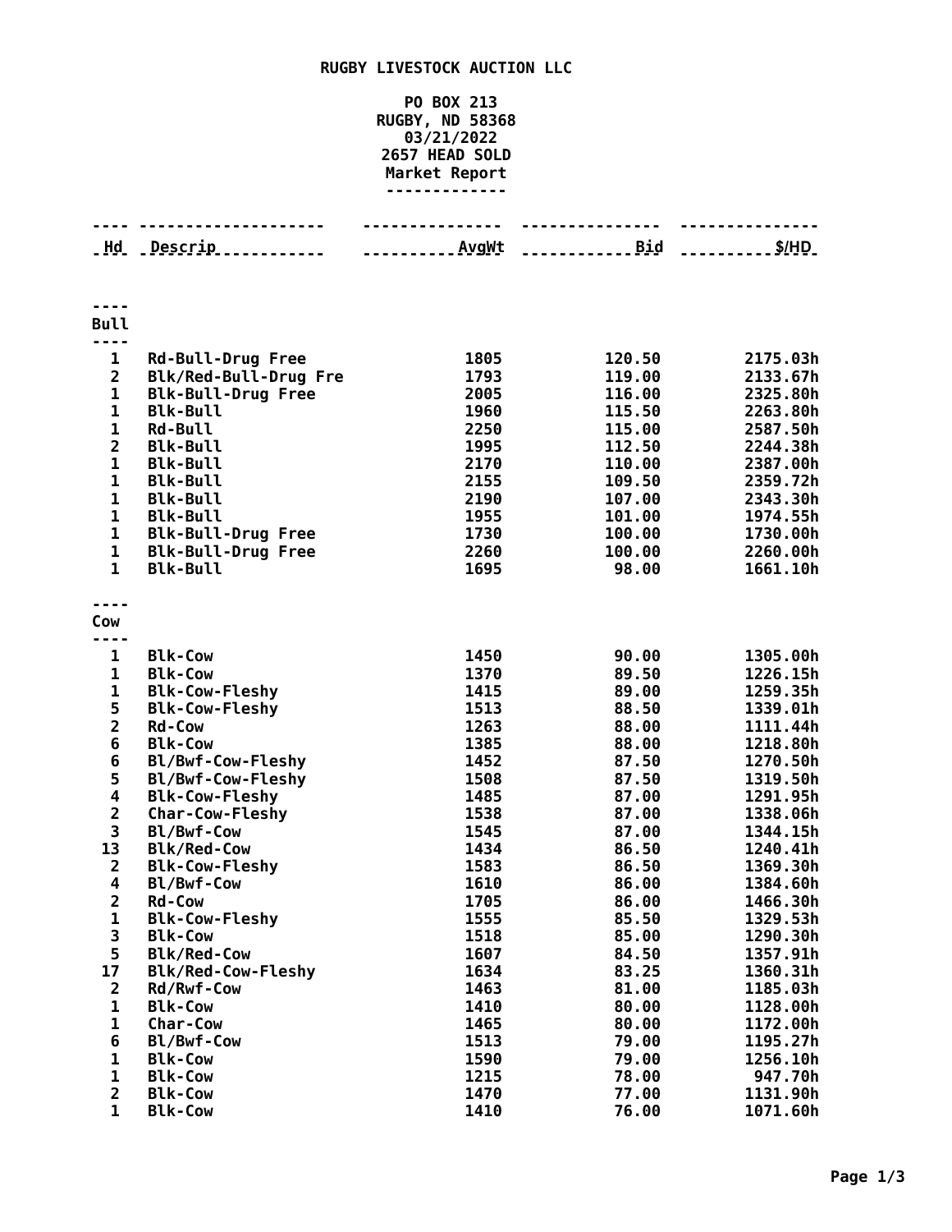# RUGBY LIVESTOCK AUCTION LLC

**PO BOX 213**
**RUGBY, ND 58368**
**03/21/2022**
**2657 HEAD SOLD**
**Market Report**

| Hd | Descrip | AvgWt | Bid | $/HD |
|---|---|---|---|---|
| **Bull** | | | | |
| 1 | Rd-Bull-Drug Free | 1805 | 120.50 | 2175.03h |
| 2 | Blk/Red-Bull-Drug Fre | 1793 | 119.00 | 2133.67h |
| 1 | Blk-Bull-Drug Free | 2005 | 116.00 | 2325.80h |
| 1 | Blk-Bull | 1960 | 115.50 | 2263.80h |
| 1 | Rd-Bull | 2250 | 115.00 | 2587.50h |
| 2 | Blk-Bull | 1995 | 112.50 | 2244.38h |
| 1 | Blk-Bull | 2170 | 110.00 | 2387.00h |
| 1 | Blk-Bull | 2155 | 109.50 | 2359.72h |
| 1 | Blk-Bull | 2190 | 107.00 | 2343.30h |
| 1 | Blk-Bull | 1955 | 101.00 | 1974.55h |
| 1 | Blk-Bull-Drug Free | 1730 | 100.00 | 1730.00h |
| 1 | Blk-Bull-Drug Free | 2260 | 100.00 | 2260.00h |
| 1 | Blk-Bull | 1695 | 98.00 | 1661.10h |
| **Cow** | | | | |
| 1 | Blk-Cow | 1450 | 90.00 | 1305.00h |
| 1 | Blk-Cow | 1370 | 89.50 | 1226.15h |
| 1 | Blk-Cow-Fleshy | 1415 | 89.00 | 1259.35h |
| 5 | Blk-Cow-Fleshy | 1513 | 88.50 | 1339.01h |
| 2 | Rd-Cow | 1263 | 88.00 | 1111.44h |
| 6 | Blk-Cow | 1385 | 88.00 | 1218.80h |
| 6 | Bl/Bwf-Cow-Fleshy | 1452 | 87.50 | 1270.50h |
| 5 | Bl/Bwf-Cow-Fleshy | 1508 | 87.50 | 1319.50h |
| 4 | Blk-Cow-Fleshy | 1485 | 87.00 | 1291.95h |
| 2 | Char-Cow-Fleshy | 1538 | 87.00 | 1338.06h |
| 3 | Bl/Bwf-Cow | 1545 | 87.00 | 1344.15h |
| 13 | Blk/Red-Cow | 1434 | 86.50 | 1240.41h |
| 2 | Blk-Cow-Fleshy | 1583 | 86.50 | 1369.30h |
| 4 | Bl/Bwf-Cow | 1610 | 86.00 | 1384.60h |
| 2 | Rd-Cow | 1705 | 86.00 | 1466.30h |
| 1 | Blk-Cow-Fleshy | 1555 | 85.50 | 1329.53h |
| 3 | Blk-Cow | 1518 | 85.00 | 1290.30h |
| 5 | Blk/Red-Cow | 1607 | 84.50 | 1357.91h |
| 17 | Blk/Red-Cow-Fleshy | 1634 | 83.25 | 1360.31h |
| 2 | Rd/Rwf-Cow | 1463 | 81.00 | 1185.03h |
| 1 | Blk-Cow | 1410 | 80.00 | 1128.00h |
| 1 | Char-Cow | 1465 | 80.00 | 1172.00h |
| 6 | Bl/Bwf-Cow | 1513 | 79.00 | 1195.27h |
| 1 | Blk-Cow | 1590 | 79.00 | 1256.10h |
| 1 | Blk-Cow | 1215 | 78.00 | 947.70h |
| 2 | Blk-Cow | 1470 | 77.00 | 1131.90h |
| 1 | Blk-Cow | 1410 | 76.00 | 1071.60h |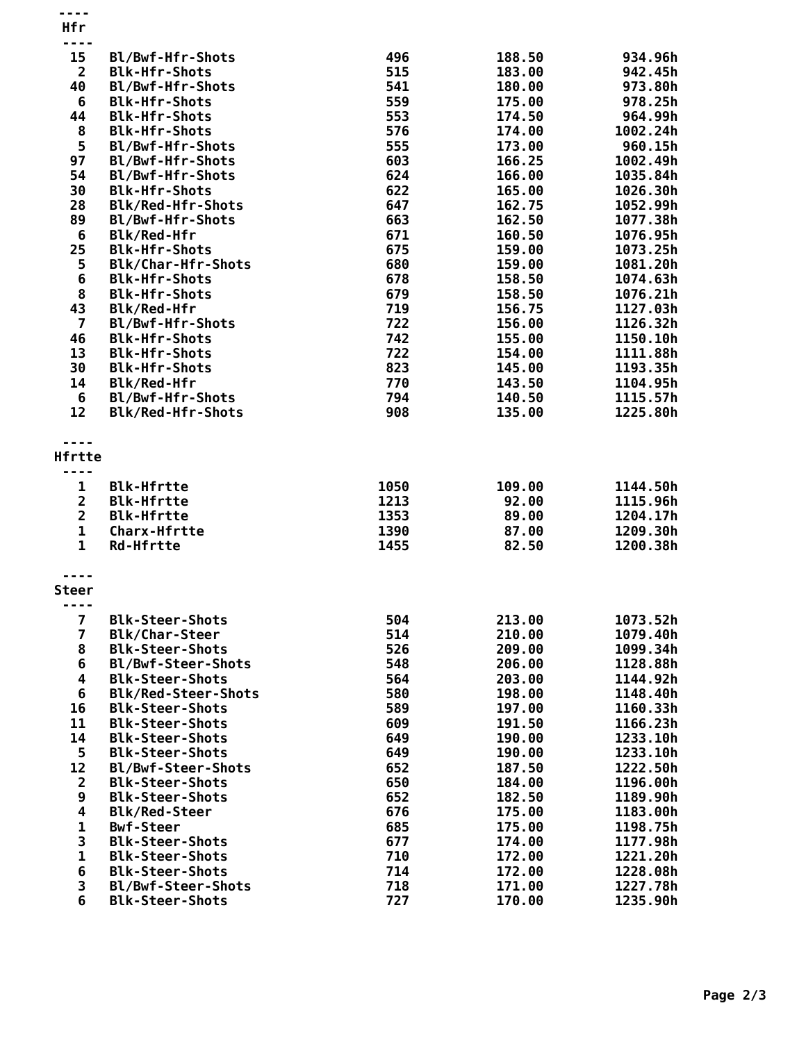## Hfr

| | | | | |
|---|---|---|---|---|
| 15 | Bl/Bwf-Hfr-Shots | 496 | 188.50 | 934.96h |
| 2 | Blk-Hfr-Shots | 515 | 183.00 | 942.45h |
| 40 | Bl/Bwf-Hfr-Shots | 541 | 180.00 | 973.80h |
| 6 | Blk-Hfr-Shots | 559 | 175.00 | 978.25h |
| 44 | Blk-Hfr-Shots | 553 | 174.50 | 964.99h |
| 8 | Blk-Hfr-Shots | 576 | 174.00 | 1002.24h |
| 5 | Bl/Bwf-Hfr-Shots | 555 | 173.00 | 960.15h |
| 97 | Bl/Bwf-Hfr-Shots | 603 | 166.25 | 1002.49h |
| 54 | Bl/Bwf-Hfr-Shots | 624 | 166.00 | 1035.84h |
| 30 | Blk-Hfr-Shots | 622 | 165.00 | 1026.30h |
| 28 | Blk/Red-Hfr-Shots | 647 | 162.75 | 1052.99h |
| 89 | Bl/Bwf-Hfr-Shots | 663 | 162.50 | 1077.38h |
| 6 | Blk/Red-Hfr | 671 | 160.50 | 1076.95h |
| 25 | Blk-Hfr-Shots | 675 | 159.00 | 1073.25h |
| 5 | Blk/Char-Hfr-Shots | 680 | 159.00 | 1081.20h |
| 6 | Blk-Hfr-Shots | 678 | 158.50 | 1074.63h |
| 8 | Blk-Hfr-Shots | 679 | 158.50 | 1076.21h |
| 43 | Blk/Red-Hfr | 719 | 156.75 | 1127.03h |
| 7 | Bl/Bwf-Hfr-Shots | 722 | 156.00 | 1126.32h |
| 46 | Blk-Hfr-Shots | 742 | 155.00 | 1150.10h |
| 13 | Blk-Hfr-Shots | 722 | 154.00 | 1111.88h |
| 30 | Blk-Hfr-Shots | 823 | 145.00 | 1193.35h |
| 14 | Blk/Red-Hfr | 770 | 143.50 | 1104.95h |
| 6 | Bl/Bwf-Hfr-Shots | 794 | 140.50 | 1115.57h |
| 12 | Blk/Red-Hfr-Shots | 908 | 135.00 | 1225.80h |

## Hfrtte

| | | | | |
|---|---|---|---|---|
| 1 | Blk-Hfrtte | 1050 | 109.00 | 1144.50h |
| 2 | Blk-Hfrtte | 1213 | 92.00 | 1115.96h |
| 2 | Blk-Hfrtte | 1353 | 89.00 | 1204.17h |
| 1 | Charx-Hfrtte | 1390 | 87.00 | 1209.30h |
| 1 | Rd-Hfrtte | 1455 | 82.50 | 1200.38h |

## Steer

| | | | | |
|---|---|---|---|---|
| 7 | Blk-Steer-Shots | 504 | 213.00 | 1073.52h |
| 7 | Blk/Char-Steer | 514 | 210.00 | 1079.40h |
| 8 | Blk-Steer-Shots | 526 | 209.00 | 1099.34h |
| 6 | Bl/Bwf-Steer-Shots | 548 | 206.00 | 1128.88h |
| 4 | Blk-Steer-Shots | 564 | 203.00 | 1144.92h |
| 6 | Blk/Red-Steer-Shots | 580 | 198.00 | 1148.40h |
| 16 | Blk-Steer-Shots | 589 | 197.00 | 1160.33h |
| 11 | Blk-Steer-Shots | 609 | 191.50 | 1166.23h |
| 14 | Blk-Steer-Shots | 649 | 190.00 | 1233.10h |
| 5 | Blk-Steer-Shots | 649 | 190.00 | 1233.10h |
| 12 | Bl/Bwf-Steer-Shots | 652 | 187.50 | 1222.50h |
| 2 | Blk-Steer-Shots | 650 | 184.00 | 1196.00h |
| 9 | Blk-Steer-Shots | 652 | 182.50 | 1189.90h |
| 4 | Blk/Red-Steer | 676 | 175.00 | 1183.00h |
| 1 | Bwf-Steer | 685 | 175.00 | 1198.75h |
| 3 | Blk-Steer-Shots | 677 | 174.00 | 1177.98h |
| 1 | Blk-Steer-Shots | 710 | 172.00 | 1221.20h |
| 6 | Blk-Steer-Shots | 714 | 172.00 | 1228.08h |
| 3 | Bl/Bwf-Steer-Shots | 718 | 171.00 | 1227.78h |
| 6 | Blk-Steer-Shots | 727 | 170.00 | 1235.90h |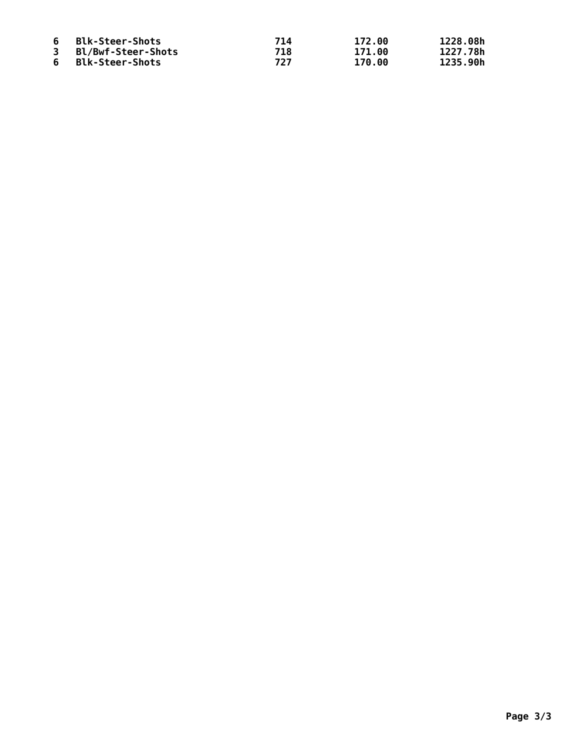| | | | | |
|---|---|---|---|---|
| 6 | Blk-Steer-Shots | 714 | 172.00 | 1228.08h |
| 3 | Bl/Bwf-Steer-Shots | 718 | 171.00 | 1227.78h |
| 6 | Blk-Steer-Shots | 727 | 170.00 | 1235.90h |